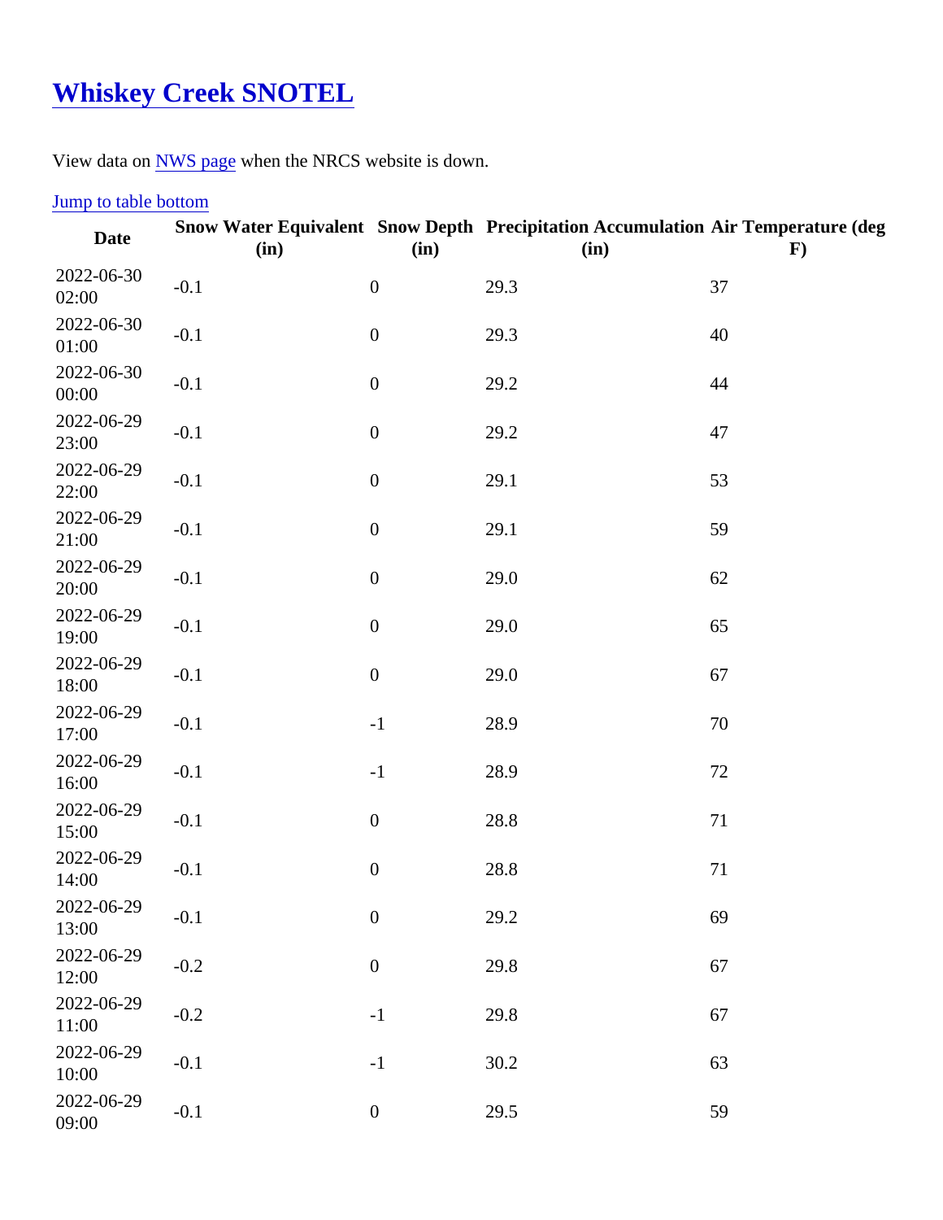# [Whiskey Creek SNOTEL]()

View data on [NWS page]() when the NRCS website is down.

[Jump to table bottom]()

| Date | Snow Water Equivalent (in) | Snow Depth (in) | Precipitation Accumulation (in) | Air Temperature (deg F) |
|---|---|---|---|---|
| 2022-06-30 02:00 | -0.1 | 0 | 29.3 | 37 |
| 2022-06-30 01:00 | -0.1 | 0 | 29.3 | 40 |
| 2022-06-30 00:00 | -0.1 | 0 | 29.2 | 44 |
| 2022-06-29 23:00 | -0.1 | 0 | 29.2 | 47 |
| 2022-06-29 22:00 | -0.1 | 0 | 29.1 | 53 |
| 2022-06-29 21:00 | -0.1 | 0 | 29.1 | 59 |
| 2022-06-29 20:00 | -0.1 | 0 | 29.0 | 62 |
| 2022-06-29 19:00 | -0.1 | 0 | 29.0 | 65 |
| 2022-06-29 18:00 | -0.1 | 0 | 29.0 | 67 |
| 2022-06-29 17:00 | -0.1 | -1 | 28.9 | 70 |
| 2022-06-29 16:00 | -0.1 | -1 | 28.9 | 72 |
| 2022-06-29 15:00 | -0.1 | 0 | 28.8 | 71 |
| 2022-06-29 14:00 | -0.1 | 0 | 28.8 | 71 |
| 2022-06-29 13:00 | -0.1 | 0 | 29.2 | 69 |
| 2022-06-29 12:00 | -0.2 | 0 | 29.8 | 67 |
| 2022-06-29 11:00 | -0.2 | -1 | 29.8 | 67 |
| 2022-06-29 10:00 | -0.1 | -1 | 30.2 | 63 |
| 2022-06-29 09:00 | -0.1 | 0 | 29.5 | 59 |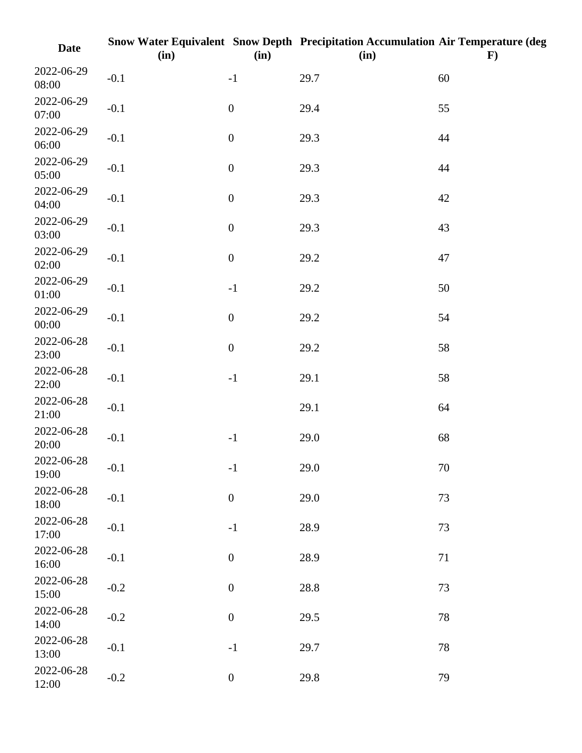| Date | Snow Water Equivalent (in) | Snow Depth (in) | Precipitation Accumulation (in) | Air Temperature (deg F) |
|---|---|---|---|---|
| 2022-06-29 08:00 | -0.1 | -1 | 29.7 | 60 |
| 2022-06-29 07:00 | -0.1 | 0 | 29.4 | 55 |
| 2022-06-29 06:00 | -0.1 | 0 | 29.3 | 44 |
| 2022-06-29 05:00 | -0.1 | 0 | 29.3 | 44 |
| 2022-06-29 04:00 | -0.1 | 0 | 29.3 | 42 |
| 2022-06-29 03:00 | -0.1 | 0 | 29.3 | 43 |
| 2022-06-29 02:00 | -0.1 | 0 | 29.2 | 47 |
| 2022-06-29 01:00 | -0.1 | -1 | 29.2 | 50 |
| 2022-06-29 00:00 | -0.1 | 0 | 29.2 | 54 |
| 2022-06-28 23:00 | -0.1 | 0 | 29.2 | 58 |
| 2022-06-28 22:00 | -0.1 | -1 | 29.1 | 58 |
| 2022-06-28 21:00 | -0.1 | | 29.1 | 64 |
| 2022-06-28 20:00 | -0.1 | -1 | 29.0 | 68 |
| 2022-06-28 19:00 | -0.1 | -1 | 29.0 | 70 |
| 2022-06-28 18:00 | -0.1 | 0 | 29.0 | 73 |
| 2022-06-28 17:00 | -0.1 | -1 | 28.9 | 73 |
| 2022-06-28 16:00 | -0.1 | 0 | 28.9 | 71 |
| 2022-06-28 15:00 | -0.2 | 0 | 28.8 | 73 |
| 2022-06-28 14:00 | -0.2 | 0 | 29.5 | 78 |
| 2022-06-28 13:00 | -0.1 | -1 | 29.7 | 78 |
| 2022-06-28 12:00 | -0.2 | 0 | 29.8 | 79 |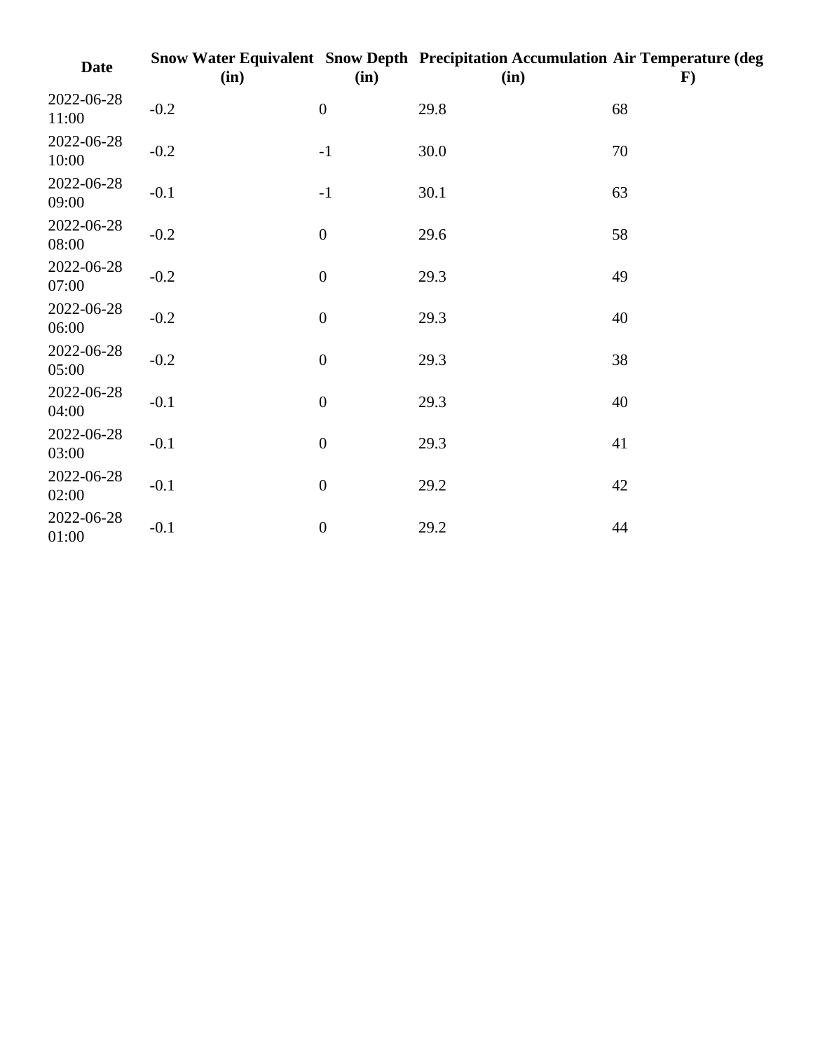| Date | Snow Water Equivalent (in) | Snow Depth (in) | Precipitation Accumulation (in) | Air Temperature (deg F) |
| --- | --- | --- | --- | --- |
| 2022-06-28 11:00 | -0.2 | 0 | 29.8 | 68 |
| 2022-06-28 10:00 | -0.2 | -1 | 30.0 | 70 |
| 2022-06-28 09:00 | -0.1 | -1 | 30.1 | 63 |
| 2022-06-28 08:00 | -0.2 | 0 | 29.6 | 58 |
| 2022-06-28 07:00 | -0.2 | 0 | 29.3 | 49 |
| 2022-06-28 06:00 | -0.2 | 0 | 29.3 | 40 |
| 2022-06-28 05:00 | -0.2 | 0 | 29.3 | 38 |
| 2022-06-28 04:00 | -0.1 | 0 | 29.3 | 40 |
| 2022-06-28 03:00 | -0.1 | 0 | 29.3 | 41 |
| 2022-06-28 02:00 | -0.1 | 0 | 29.2 | 42 |
| 2022-06-28 01:00 | -0.1 | 0 | 29.2 | 44 |